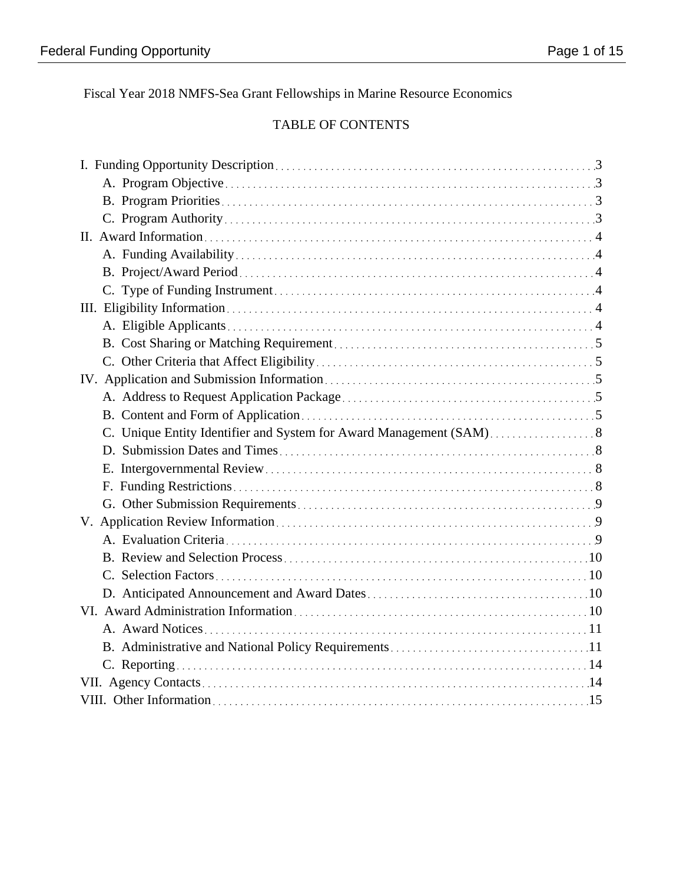Fiscal Year 2018 NMFS-Sea Grant Fellowships in Marine Resource Economics

TABLE OF CONTENTS

I. Funding Opportunity Description ... 3
- A. Program Objective ... 3
- B. Program Priorities ... 3
- C. Program Authority ... 3

II. Award Information ... 4
- A. Funding Availability ... 4
- B. Project/Award Period ... 4
- C. Type of Funding Instrument ... 4

III. Eligibility Information ... 4
- A. Eligible Applicants ... 4
- B. Cost Sharing or Matching Requirement ... 5
- C. Other Criteria that Affect Eligibility ... 5

IV. Application and Submission Information ... 5
- A. Address to Request Application Package ... 5
- B. Content and Form of Application ... 5
- C. Unique Entity Identifier and System for Award Management (SAM) ... 8
- D. Submission Dates and Times ... 8
- E. Intergovernmental Review ... 8
- F. Funding Restrictions ... 8
- G. Other Submission Requirements ... 9

V. Application Review Information ... 9
- A. Evaluation Criteria ... 9
- B. Review and Selection Process ... 10
- C. Selection Factors ... 10
- D. Anticipated Announcement and Award Dates ... 10

VI. Award Administration Information ... 10
- A. Award Notices ... 11
- B. Administrative and National Policy Requirements ... 11
- C. Reporting ... 14

VII. Agency Contacts ... 14

VIII. Other Information ... 15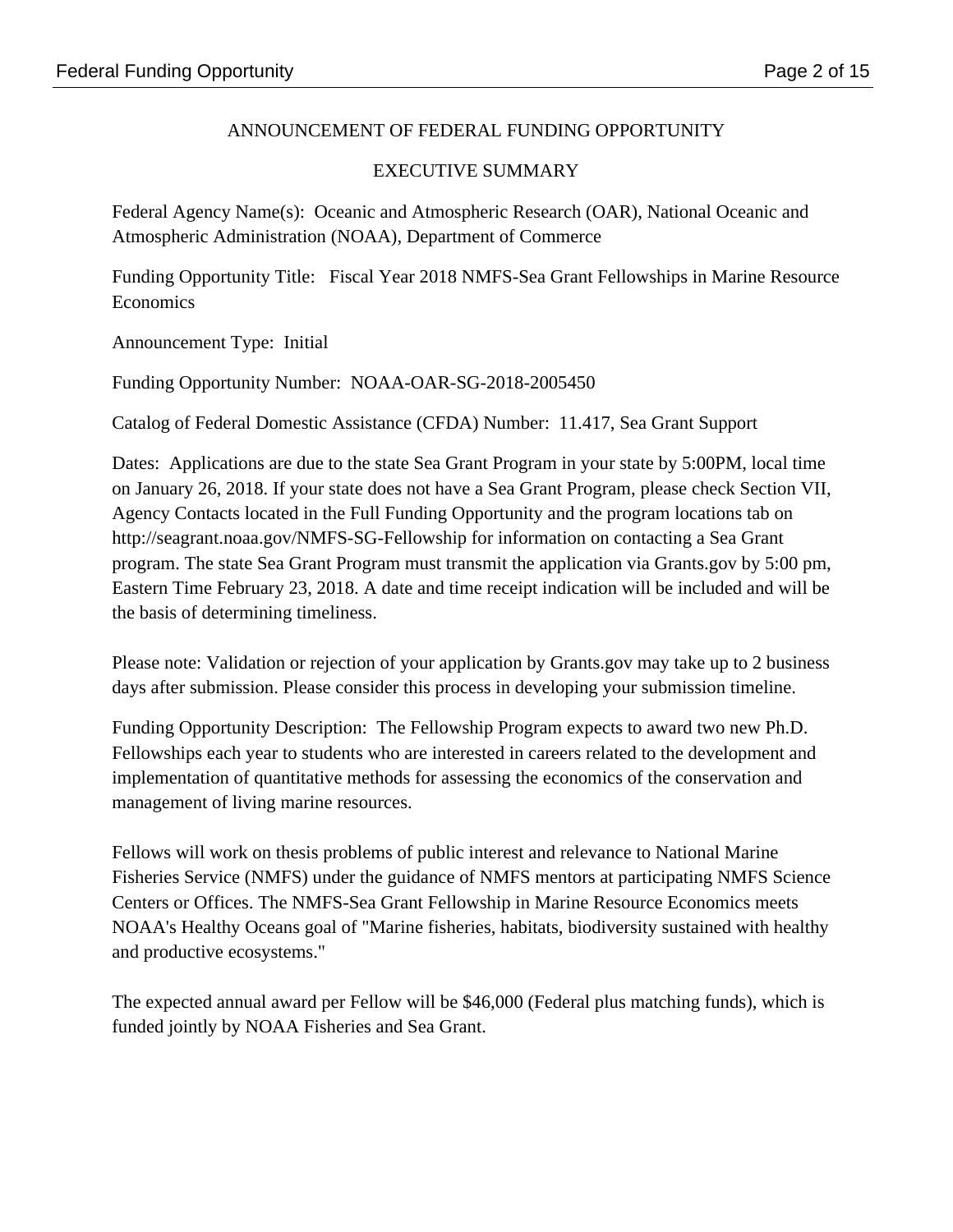## ANNOUNCEMENT OF FEDERAL FUNDING OPPORTUNITY

## EXECUTIVE SUMMARY

Federal Agency Name(s): Oceanic and Atmospheric Research (OAR), National Oceanic and Atmospheric Administration (NOAA), Department of Commerce

Funding Opportunity Title: Fiscal Year 2018 NMFS-Sea Grant Fellowships in Marine Resource Economics

Announcement Type: Initial

Funding Opportunity Number: NOAA-OAR-SG-2018-2005450

Catalog of Federal Domestic Assistance (CFDA) Number: 11.417, Sea Grant Support

Dates: Applications are due to the state Sea Grant Program in your state by 5:00PM, local time on January 26, 2018. If your state does not have a Sea Grant Program, please check Section VII, Agency Contacts located in the Full Funding Opportunity and the program locations tab on http://seagrant.noaa.gov/NMFS-SG-Fellowship for information on contacting a Sea Grant program. The state Sea Grant Program must transmit the application via Grants.gov by 5:00 pm, Eastern Time February 23, 2018. A date and time receipt indication will be included and will be the basis of determining timeliness.

Please note: Validation or rejection of your application by Grants.gov may take up to 2 business days after submission. Please consider this process in developing your submission timeline.

Funding Opportunity Description: The Fellowship Program expects to award two new Ph.D. Fellowships each year to students who are interested in careers related to the development and implementation of quantitative methods for assessing the economics of the conservation and management of living marine resources.

Fellows will work on thesis problems of public interest and relevance to National Marine Fisheries Service (NMFS) under the guidance of NMFS mentors at participating NMFS Science Centers or Offices. The NMFS-Sea Grant Fellowship in Marine Resource Economics meets NOAA's Healthy Oceans goal of "Marine fisheries, habitats, biodiversity sustained with healthy and productive ecosystems."

The expected annual award per Fellow will be $46,000 (Federal plus matching funds), which is funded jointly by NOAA Fisheries and Sea Grant.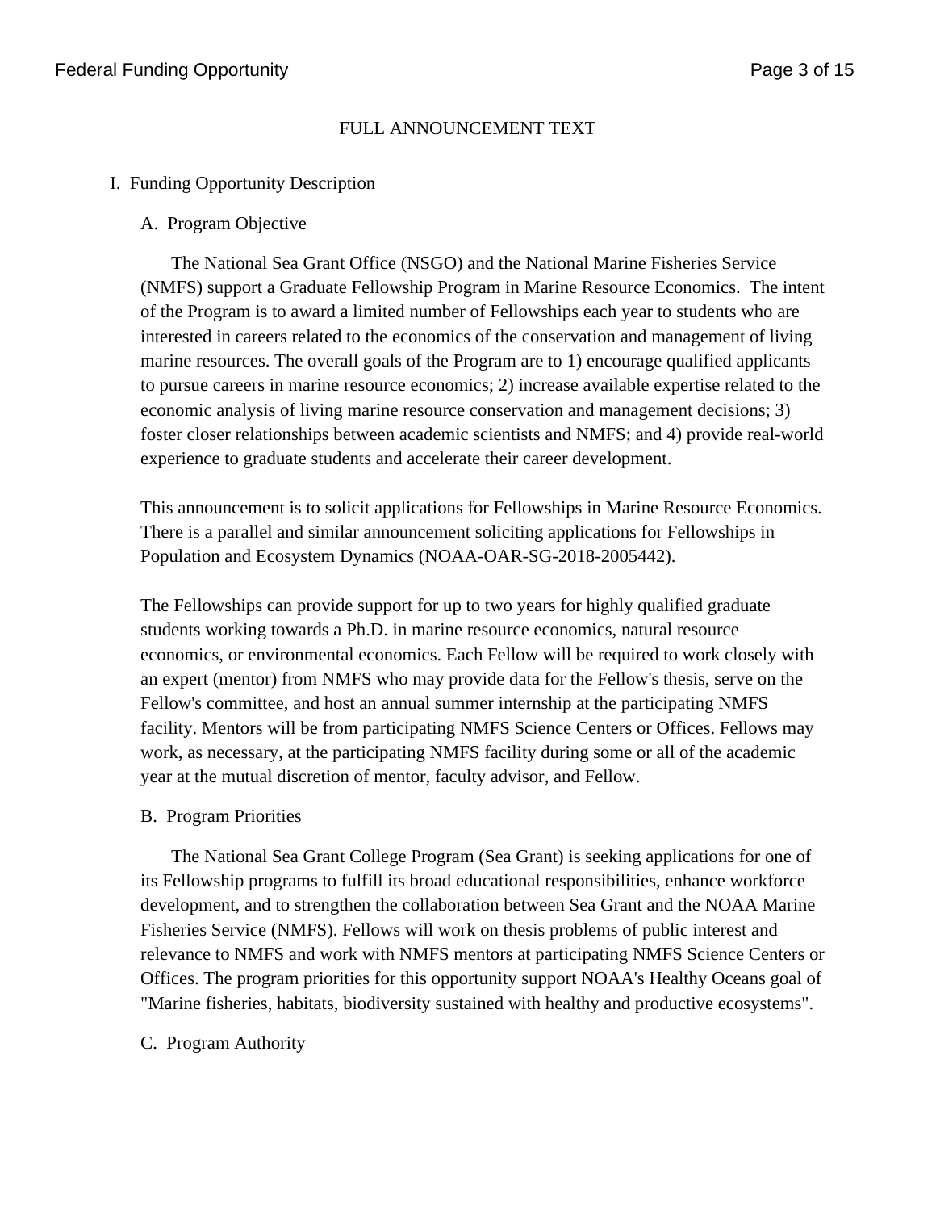FULL ANNOUNCEMENT TEXT

## I. Funding Opportunity Description

### A. Program Objective

The National Sea Grant Office (NSGO) and the National Marine Fisheries Service (NMFS) support a Graduate Fellowship Program in Marine Resource Economics. The intent of the Program is to award a limited number of Fellowships each year to students who are interested in careers related to the economics of the conservation and management of living marine resources. The overall goals of the Program are to 1) encourage qualified applicants to pursue careers in marine resource economics; 2) increase available expertise related to the economic analysis of living marine resource conservation and management decisions; 3) foster closer relationships between academic scientists and NMFS; and 4) provide real-world experience to graduate students and accelerate their career development.

This announcement is to solicit applications for Fellowships in Marine Resource Economics. There is a parallel and similar announcement soliciting applications for Fellowships in Population and Ecosystem Dynamics (NOAA-OAR-SG-2018-2005442).

The Fellowships can provide support for up to two years for highly qualified graduate students working towards a Ph.D. in marine resource economics, natural resource economics, or environmental economics. Each Fellow will be required to work closely with an expert (mentor) from NMFS who may provide data for the Fellow's thesis, serve on the Fellow's committee, and host an annual summer internship at the participating NMFS facility. Mentors will be from participating NMFS Science Centers or Offices. Fellows may work, as necessary, at the participating NMFS facility during some or all of the academic year at the mutual discretion of mentor, faculty advisor, and Fellow.

### B. Program Priorities

The National Sea Grant College Program (Sea Grant) is seeking applications for one of its Fellowship programs to fulfill its broad educational responsibilities, enhance workforce development, and to strengthen the collaboration between Sea Grant and the NOAA Marine Fisheries Service (NMFS). Fellows will work on thesis problems of public interest and relevance to NMFS and work with NMFS mentors at participating NMFS Science Centers or Offices. The program priorities for this opportunity support NOAA's Healthy Oceans goal of "Marine fisheries, habitats, biodiversity sustained with healthy and productive ecosystems".

### C. Program Authority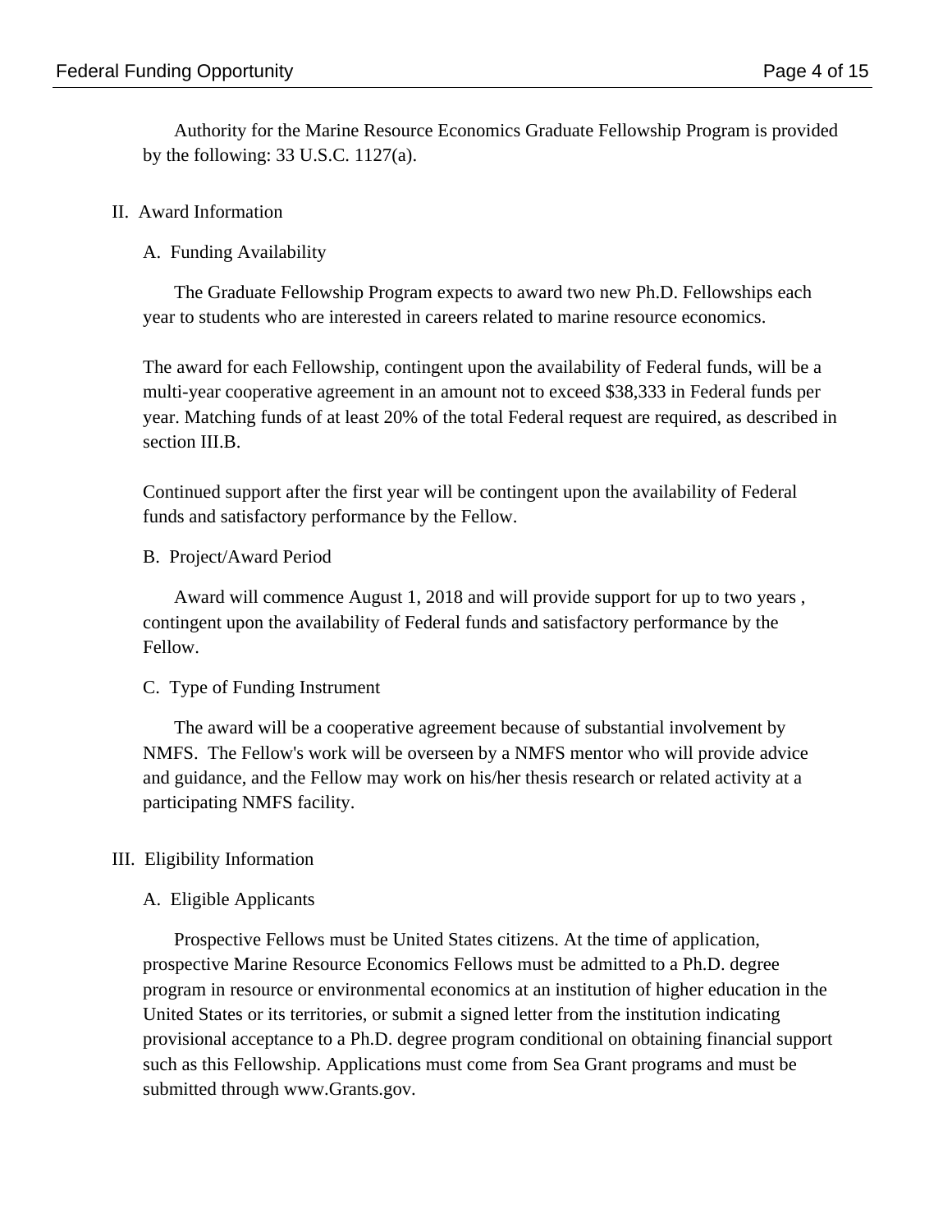Authority for the Marine Resource Economics Graduate Fellowship Program is provided by the following: 33 U.S.C. 1127(a).

## II. Award Information

### A. Funding Availability

The Graduate Fellowship Program expects to award two new Ph.D. Fellowships each year to students who are interested in careers related to marine resource economics.

The award for each Fellowship, contingent upon the availability of Federal funds, will be a multi-year cooperative agreement in an amount not to exceed $38,333 in Federal funds per year. Matching funds of at least 20% of the total Federal request are required, as described in section III.B.

Continued support after the first year will be contingent upon the availability of Federal funds and satisfactory performance by the Fellow.

### B. Project/Award Period

Award will commence August 1, 2018 and will provide support for up to two years , contingent upon the availability of Federal funds and satisfactory performance by the Fellow.

### C. Type of Funding Instrument

The award will be a cooperative agreement because of substantial involvement by NMFS. The Fellow's work will be overseen by a NMFS mentor who will provide advice and guidance, and the Fellow may work on his/her thesis research or related activity at a participating NMFS facility.

## III. Eligibility Information

### A. Eligible Applicants

Prospective Fellows must be United States citizens. At the time of application, prospective Marine Resource Economics Fellows must be admitted to a Ph.D. degree program in resource or environmental economics at an institution of higher education in the United States or its territories, or submit a signed letter from the institution indicating provisional acceptance to a Ph.D. degree program conditional on obtaining financial support such as this Fellowship. Applications must come from Sea Grant programs and must be submitted through www.Grants.gov.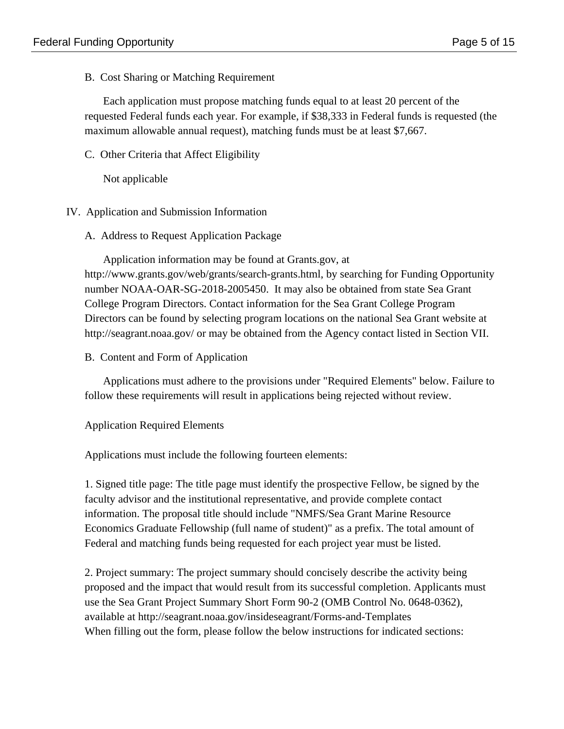### B. Cost Sharing or Matching Requirement

Each application must propose matching funds equal to at least 20 percent of the requested Federal funds each year. For example, if $38,333 in Federal funds is requested (the maximum allowable annual request), matching funds must be at least $7,667.

### C. Other Criteria that Affect Eligibility

Not applicable

## IV. Application and Submission Information

### A. Address to Request Application Package

Application information may be found at Grants.gov, at http://www.grants.gov/web/grants/search-grants.html, by searching for Funding Opportunity number NOAA-OAR-SG-2018-2005450. It may also be obtained from state Sea Grant College Program Directors. Contact information for the Sea Grant College Program Directors can be found by selecting program locations on the national Sea Grant website at http://seagrant.noaa.gov/ or may be obtained from the Agency contact listed in Section VII.

### B. Content and Form of Application

Applications must adhere to the provisions under "Required Elements" below. Failure to follow these requirements will result in applications being rejected without review.

Application Required Elements

Applications must include the following fourteen elements:

1. Signed title page: The title page must identify the prospective Fellow, be signed by the faculty advisor and the institutional representative, and provide complete contact information. The proposal title should include "NMFS/Sea Grant Marine Resource Economics Graduate Fellowship (full name of student)" as a prefix. The total amount of Federal and matching funds being requested for each project year must be listed.

2. Project summary: The project summary should concisely describe the activity being proposed and the impact that would result from its successful completion. Applicants must use the Sea Grant Project Summary Short Form 90-2 (OMB Control No. 0648-0362), available at http://seagrant.noaa.gov/insideseagrant/Forms-and-Templates
When filling out the form, please follow the below instructions for indicated sections: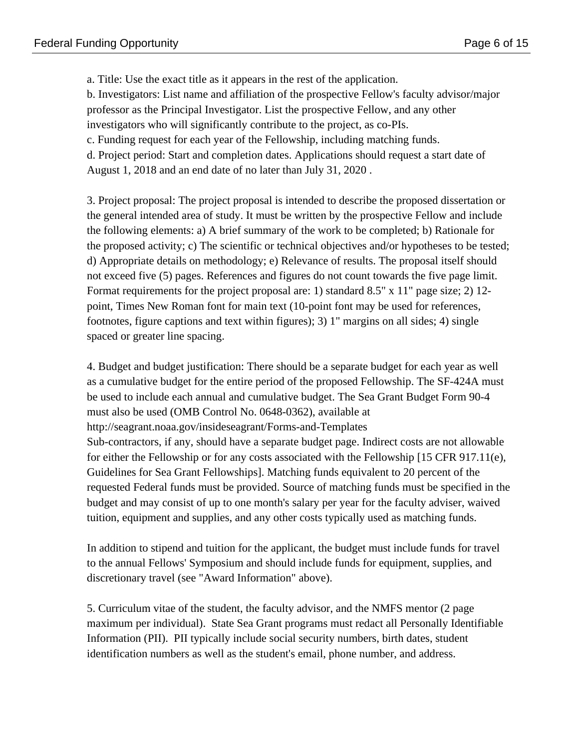a. Title: Use the exact title as it appears in the rest of the application.
b. Investigators: List name and affiliation of the prospective Fellow's faculty advisor/major professor as the Principal Investigator. List the prospective Fellow, and any other investigators who will significantly contribute to the project, as co-PIs.
c. Funding request for each year of the Fellowship, including matching funds.
d. Project period: Start and completion dates. Applications should request a start date of August 1, 2018 and an end date of no later than July 31, 2020 .

3. Project proposal: The project proposal is intended to describe the proposed dissertation or the general intended area of study. It must be written by the prospective Fellow and include the following elements: a) A brief summary of the work to be completed; b) Rationale for the proposed activity; c) The scientific or technical objectives and/or hypotheses to be tested; d) Appropriate details on methodology; e) Relevance of results. The proposal itself should not exceed five (5) pages. References and figures do not count towards the five page limit. Format requirements for the project proposal are: 1) standard 8.5" x 11" page size; 2) 12-point, Times New Roman font for main text (10-point font may be used for references, footnotes, figure captions and text within figures); 3) 1" margins on all sides; 4) single spaced or greater line spacing.

4. Budget and budget justification: There should be a separate budget for each year as well as a cumulative budget for the entire period of the proposed Fellowship. The SF-424A must be used to include each annual and cumulative budget. The Sea Grant Budget Form 90-4 must also be used (OMB Control No. 0648-0362), available at
http://seagrant.noaa.gov/insideseagrant/Forms-and-Templates
Sub-contractors, if any, should have a separate budget page. Indirect costs are not allowable for either the Fellowship or for any costs associated with the Fellowship [15 CFR 917.11(e), Guidelines for Sea Grant Fellowships]. Matching funds equivalent to 20 percent of the requested Federal funds must be provided. Source of matching funds must be specified in the budget and may consist of up to one month's salary per year for the faculty adviser, waived tuition, equipment and supplies, and any other costs typically used as matching funds.

In addition to stipend and tuition for the applicant, the budget must include funds for travel to the annual Fellows' Symposium and should include funds for equipment, supplies, and discretionary travel (see "Award Information" above).

5. Curriculum vitae of the student, the faculty advisor, and the NMFS mentor (2 page maximum per individual). State Sea Grant programs must redact all Personally Identifiable Information (PII). PII typically include social security numbers, birth dates, student identification numbers as well as the student's email, phone number, and address.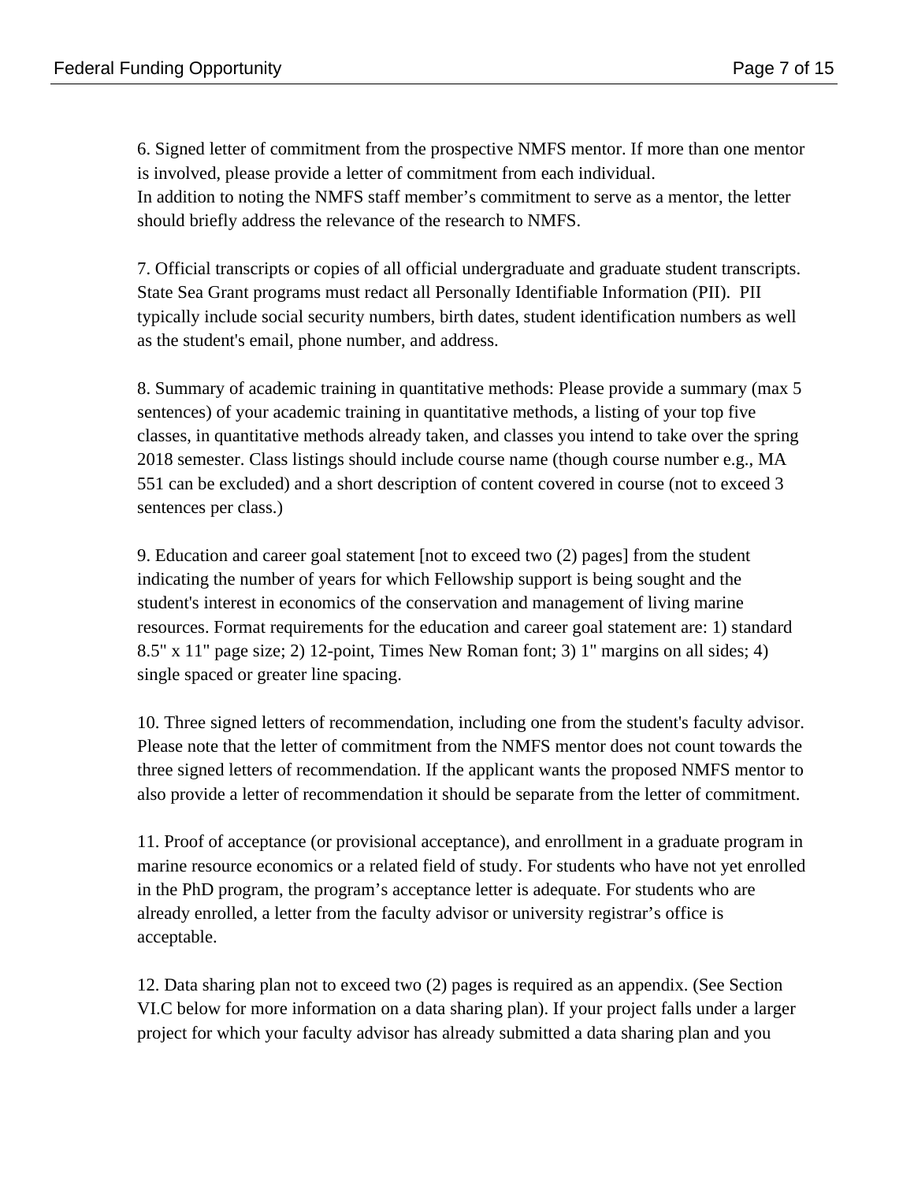6. Signed letter of commitment from the prospective NMFS mentor. If more than one mentor is involved, please provide a letter of commitment from each individual.
In addition to noting the NMFS staff member's commitment to serve as a mentor, the letter should briefly address the relevance of the research to NMFS.

7. Official transcripts or copies of all official undergraduate and graduate student transcripts. State Sea Grant programs must redact all Personally Identifiable Information (PII). PII typically include social security numbers, birth dates, student identification numbers as well as the student's email, phone number, and address.

8. Summary of academic training in quantitative methods: Please provide a summary (max 5 sentences) of your academic training in quantitative methods, a listing of your top five classes, in quantitative methods already taken, and classes you intend to take over the spring 2018 semester. Class listings should include course name (though course number e.g., MA 551 can be excluded) and a short description of content covered in course (not to exceed 3 sentences per class.)

9. Education and career goal statement [not to exceed two (2) pages] from the student indicating the number of years for which Fellowship support is being sought and the student's interest in economics of the conservation and management of living marine resources. Format requirements for the education and career goal statement are: 1) standard 8.5" x 11" page size; 2) 12-point, Times New Roman font; 3) 1" margins on all sides; 4) single spaced or greater line spacing.

10. Three signed letters of recommendation, including one from the student's faculty advisor. Please note that the letter of commitment from the NMFS mentor does not count towards the three signed letters of recommendation. If the applicant wants the proposed NMFS mentor to also provide a letter of recommendation it should be separate from the letter of commitment.

11. Proof of acceptance (or provisional acceptance), and enrollment in a graduate program in marine resource economics or a related field of study. For students who have not yet enrolled in the PhD program, the program's acceptance letter is adequate. For students who are already enrolled, a letter from the faculty advisor or university registrar's office is acceptable.

12. Data sharing plan not to exceed two (2) pages is required as an appendix. (See Section VI.C below for more information on a data sharing plan). If your project falls under a larger project for which your faculty advisor has already submitted a data sharing plan and you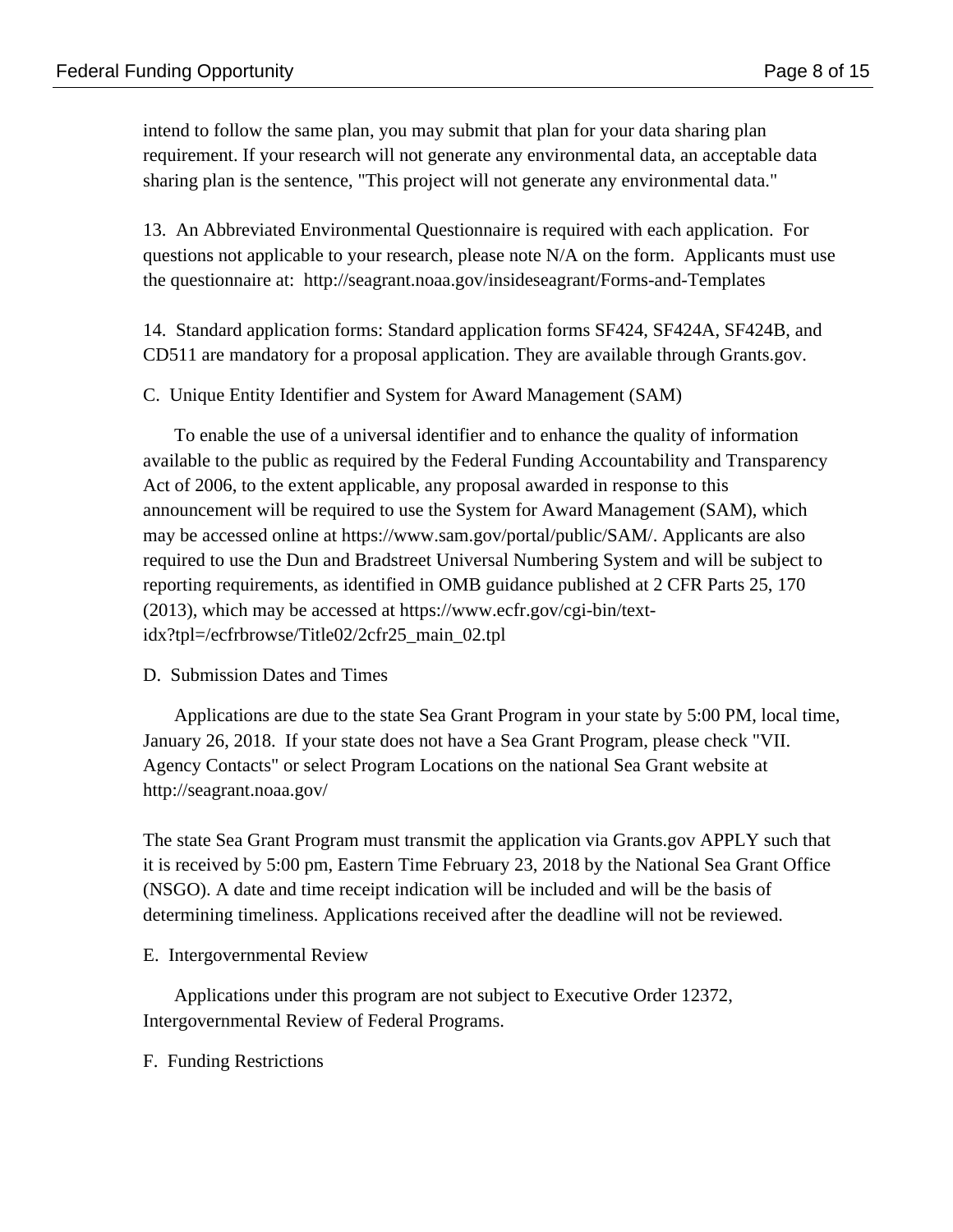intend to follow the same plan, you may submit that plan for your data sharing plan requirement. If your research will not generate any environmental data, an acceptable data sharing plan is the sentence, "This project will not generate any environmental data."

13. An Abbreviated Environmental Questionnaire is required with each application. For questions not applicable to your research, please note N/A on the form. Applicants must use the questionnaire at: http://seagrant.noaa.gov/insideseagrant/Forms-and-Templates

14. Standard application forms: Standard application forms SF424, SF424A, SF424B, and CD511 are mandatory for a proposal application. They are available through Grants.gov.

C. Unique Entity Identifier and System for Award Management (SAM)

To enable the use of a universal identifier and to enhance the quality of information available to the public as required by the Federal Funding Accountability and Transparency Act of 2006, to the extent applicable, any proposal awarded in response to this announcement will be required to use the System for Award Management (SAM), which may be accessed online at https://www.sam.gov/portal/public/SAM/. Applicants are also required to use the Dun and Bradstreet Universal Numbering System and will be subject to reporting requirements, as identified in OMB guidance published at 2 CFR Parts 25, 170 (2013), which may be accessed at https://www.ecfr.gov/cgi-bin/text-idx?tpl=/ecfrbrowse/Title02/2cfr25_main_02.tpl

D. Submission Dates and Times

Applications are due to the state Sea Grant Program in your state by 5:00 PM, local time, January 26, 2018. If your state does not have a Sea Grant Program, please check "VII. Agency Contacts" or select Program Locations on the national Sea Grant website at http://seagrant.noaa.gov/

The state Sea Grant Program must transmit the application via Grants.gov APPLY such that it is received by 5:00 pm, Eastern Time February 23, 2018 by the National Sea Grant Office (NSGO). A date and time receipt indication will be included and will be the basis of determining timeliness. Applications received after the deadline will not be reviewed.

E. Intergovernmental Review

Applications under this program are not subject to Executive Order 12372, Intergovernmental Review of Federal Programs.

F. Funding Restrictions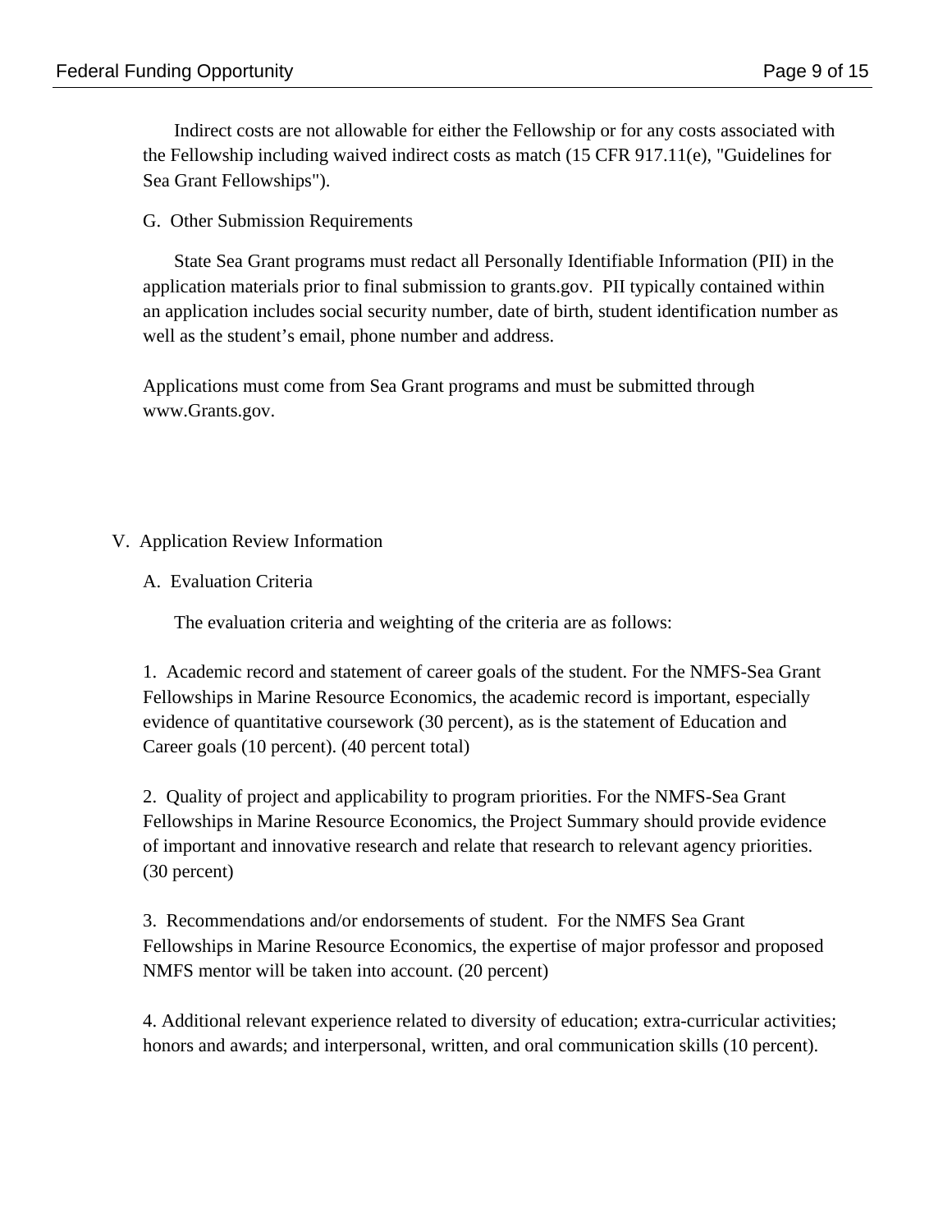Indirect costs are not allowable for either the Fellowship or for any costs associated with the Fellowship including waived indirect costs as match (15 CFR 917.11(e), "Guidelines for Sea Grant Fellowships").

### G. Other Submission Requirements

State Sea Grant programs must redact all Personally Identifiable Information (PII) in the application materials prior to final submission to grants.gov. PII typically contained within an application includes social security number, date of birth, student identification number as well as the student's email, phone number and address.

Applications must come from Sea Grant programs and must be submitted through www.Grants.gov.

## V. Application Review Information

### A. Evaluation Criteria

The evaluation criteria and weighting of the criteria are as follows:

1. Academic record and statement of career goals of the student. For the NMFS-Sea Grant Fellowships in Marine Resource Economics, the academic record is important, especially evidence of quantitative coursework (30 percent), as is the statement of Education and Career goals (10 percent). (40 percent total)

2. Quality of project and applicability to program priorities. For the NMFS-Sea Grant Fellowships in Marine Resource Economics, the Project Summary should provide evidence of important and innovative research and relate that research to relevant agency priorities. (30 percent)

3. Recommendations and/or endorsements of student. For the NMFS Sea Grant Fellowships in Marine Resource Economics, the expertise of major professor and proposed NMFS mentor will be taken into account. (20 percent)

4. Additional relevant experience related to diversity of education; extra-curricular activities; honors and awards; and interpersonal, written, and oral communication skills (10 percent).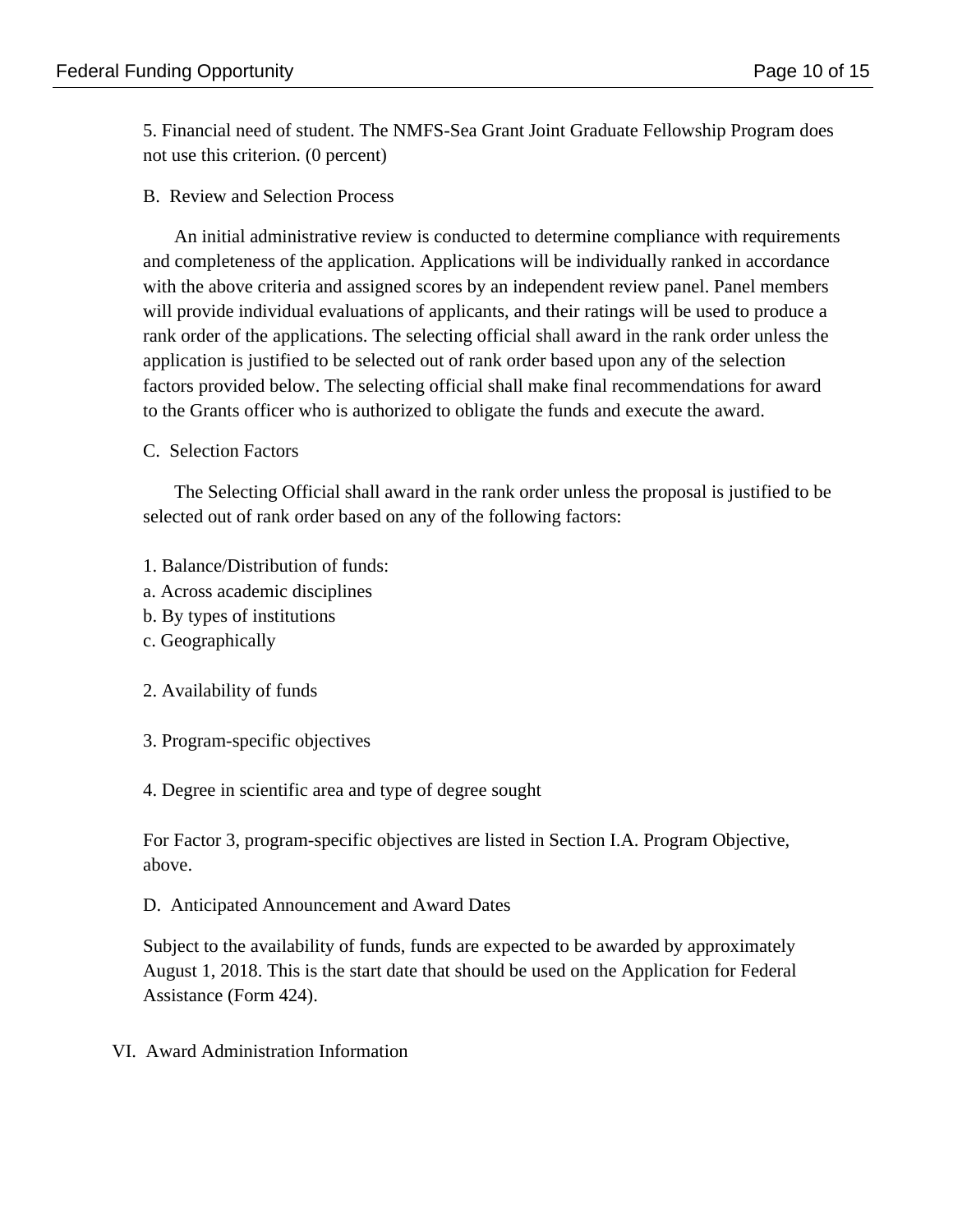5. Financial need of student. The NMFS-Sea Grant Joint Graduate Fellowship Program does not use this criterion. (0 percent)

### B. Review and Selection Process

An initial administrative review is conducted to determine compliance with requirements and completeness of the application. Applications will be individually ranked in accordance with the above criteria and assigned scores by an independent review panel. Panel members will provide individual evaluations of applicants, and their ratings will be used to produce a rank order of the applications. The selecting official shall award in the rank order unless the application is justified to be selected out of rank order based upon any of the selection factors provided below. The selecting official shall make final recommendations for award to the Grants officer who is authorized to obligate the funds and execute the award.

### C. Selection Factors

The Selecting Official shall award in the rank order unless the proposal is justified to be selected out of rank order based on any of the following factors:

1. Balance/Distribution of funds:
a. Across academic disciplines
b. By types of institutions
c. Geographically

2. Availability of funds

3. Program-specific objectives

4. Degree in scientific area and type of degree sought

For Factor 3, program-specific objectives are listed in Section I.A. Program Objective, above.

### D. Anticipated Announcement and Award Dates

Subject to the availability of funds, funds are expected to be awarded by approximately August 1, 2018. This is the start date that should be used on the Application for Federal Assistance (Form 424).

## VI. Award Administration Information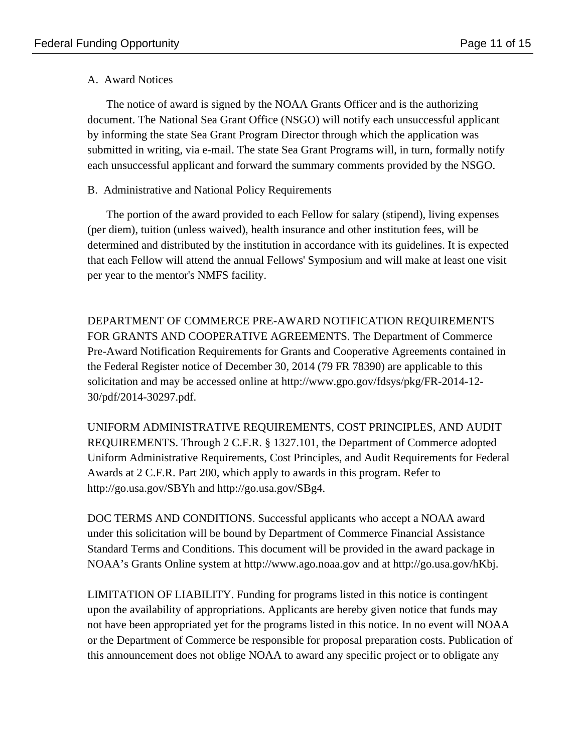A. Award Notices

The notice of award is signed by the NOAA Grants Officer and is the authorizing document. The National Sea Grant Office (NSGO) will notify each unsuccessful applicant by informing the state Sea Grant Program Director through which the application was submitted in writing, via e-mail. The state Sea Grant Programs will, in turn, formally notify each unsuccessful applicant and forward the summary comments provided by the NSGO.

B. Administrative and National Policy Requirements

The portion of the award provided to each Fellow for salary (stipend), living expenses (per diem), tuition (unless waived), health insurance and other institution fees, will be determined and distributed by the institution in accordance with its guidelines. It is expected that each Fellow will attend the annual Fellows' Symposium and will make at least one visit per year to the mentor's NMFS facility.

DEPARTMENT OF COMMERCE PRE-AWARD NOTIFICATION REQUIREMENTS FOR GRANTS AND COOPERATIVE AGREEMENTS. The Department of Commerce Pre-Award Notification Requirements for Grants and Cooperative Agreements contained in the Federal Register notice of December 30, 2014 (79 FR 78390) are applicable to this solicitation and may be accessed online at http://www.gpo.gov/fdsys/pkg/FR-2014-12-30/pdf/2014-30297.pdf.

UNIFORM ADMINISTRATIVE REQUIREMENTS, COST PRINCIPLES, AND AUDIT REQUIREMENTS. Through 2 C.F.R. § 1327.101, the Department of Commerce adopted Uniform Administrative Requirements, Cost Principles, and Audit Requirements for Federal Awards at 2 C.F.R. Part 200, which apply to awards in this program. Refer to http://go.usa.gov/SBYh and http://go.usa.gov/SBg4.

DOC TERMS AND CONDITIONS. Successful applicants who accept a NOAA award under this solicitation will be bound by Department of Commerce Financial Assistance Standard Terms and Conditions. This document will be provided in the award package in NOAA's Grants Online system at http://www.ago.noaa.gov and at http://go.usa.gov/hKbj.

LIMITATION OF LIABILITY. Funding for programs listed in this notice is contingent upon the availability of appropriations. Applicants are hereby given notice that funds may not have been appropriated yet for the programs listed in this notice. In no event will NOAA or the Department of Commerce be responsible for proposal preparation costs. Publication of this announcement does not oblige NOAA to award any specific project or to obligate any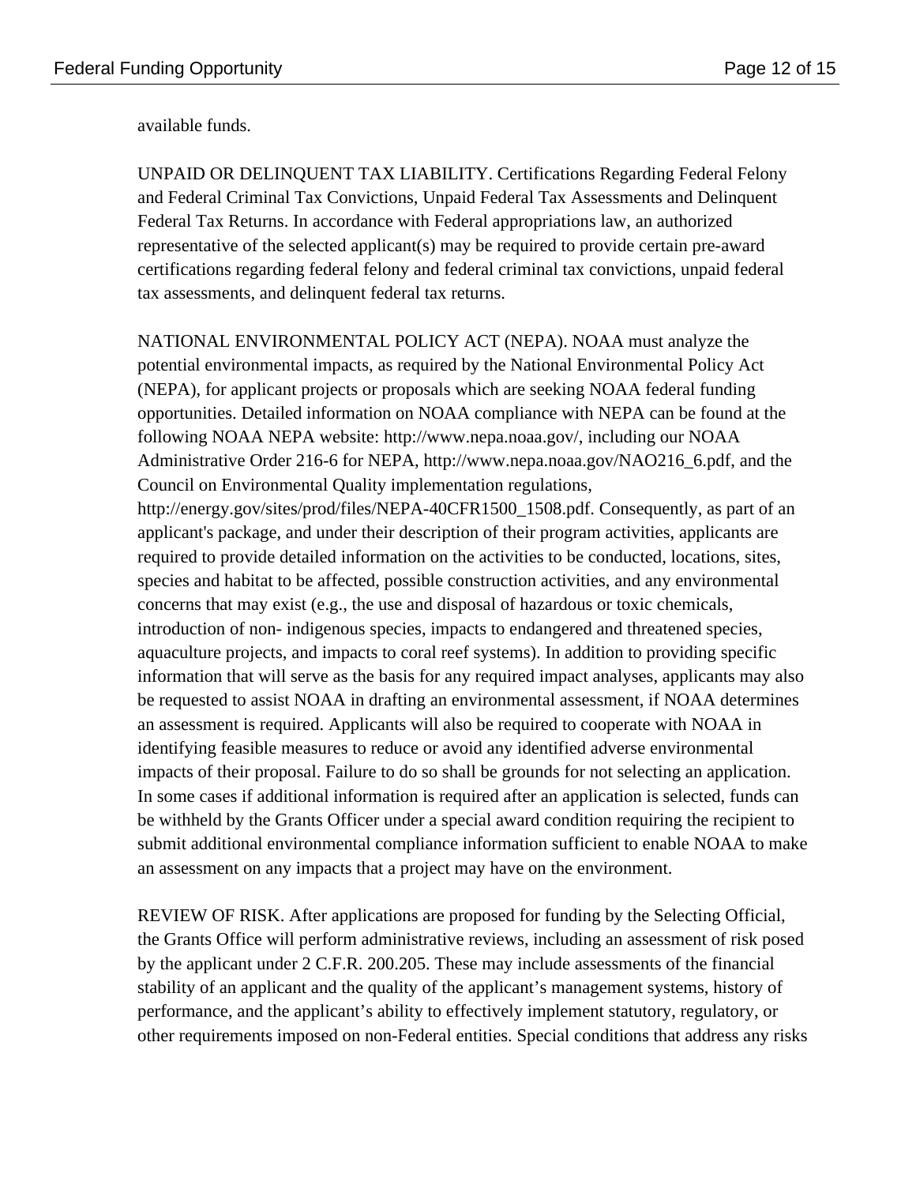available funds.

UNPAID OR DELINQUENT TAX LIABILITY. Certifications Regarding Federal Felony and Federal Criminal Tax Convictions, Unpaid Federal Tax Assessments and Delinquent Federal Tax Returns. In accordance with Federal appropriations law, an authorized representative of the selected applicant(s) may be required to provide certain pre-award certifications regarding federal felony and federal criminal tax convictions, unpaid federal tax assessments, and delinquent federal tax returns.

NATIONAL ENVIRONMENTAL POLICY ACT (NEPA). NOAA must analyze the potential environmental impacts, as required by the National Environmental Policy Act (NEPA), for applicant projects or proposals which are seeking NOAA federal funding opportunities. Detailed information on NOAA compliance with NEPA can be found at the following NOAA NEPA website: http://www.nepa.noaa.gov/, including our NOAA Administrative Order 216-6 for NEPA, http://www.nepa.noaa.gov/NAO216_6.pdf, and the Council on Environmental Quality implementation regulations, http://energy.gov/sites/prod/files/NEPA-40CFR1500_1508.pdf. Consequently, as part of an applicant's package, and under their description of their program activities, applicants are required to provide detailed information on the activities to be conducted, locations, sites, species and habitat to be affected, possible construction activities, and any environmental concerns that may exist (e.g., the use and disposal of hazardous or toxic chemicals, introduction of non- indigenous species, impacts to endangered and threatened species, aquaculture projects, and impacts to coral reef systems). In addition to providing specific information that will serve as the basis for any required impact analyses, applicants may also be requested to assist NOAA in drafting an environmental assessment, if NOAA determines an assessment is required. Applicants will also be required to cooperate with NOAA in identifying feasible measures to reduce or avoid any identified adverse environmental impacts of their proposal. Failure to do so shall be grounds for not selecting an application. In some cases if additional information is required after an application is selected, funds can be withheld by the Grants Officer under a special award condition requiring the recipient to submit additional environmental compliance information sufficient to enable NOAA to make an assessment on any impacts that a project may have on the environment.

REVIEW OF RISK. After applications are proposed for funding by the Selecting Official, the Grants Office will perform administrative reviews, including an assessment of risk posed by the applicant under 2 C.F.R. 200.205. These may include assessments of the financial stability of an applicant and the quality of the applicant's management systems, history of performance, and the applicant's ability to effectively implement statutory, regulatory, or other requirements imposed on non-Federal entities. Special conditions that address any risks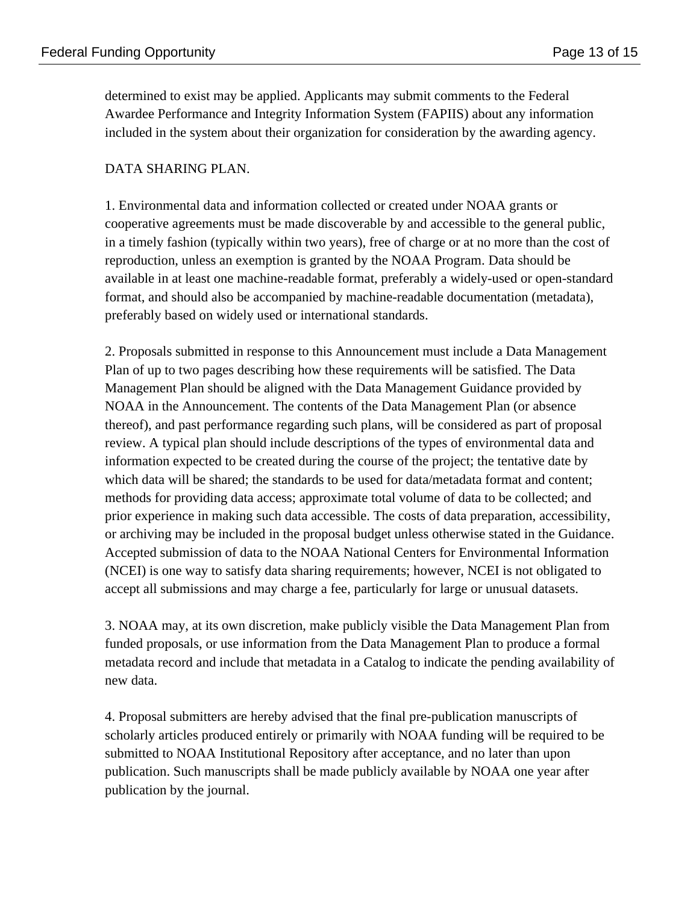determined to exist may be applied. Applicants may submit comments to the Federal Awardee Performance and Integrity Information System (FAPIIS) about any information included in the system about their organization for consideration by the awarding agency.

DATA SHARING PLAN.

1. Environmental data and information collected or created under NOAA grants or cooperative agreements must be made discoverable by and accessible to the general public, in a timely fashion (typically within two years), free of charge or at no more than the cost of reproduction, unless an exemption is granted by the NOAA Program. Data should be available in at least one machine-readable format, preferably a widely-used or open-standard format, and should also be accompanied by machine-readable documentation (metadata), preferably based on widely used or international standards.

2. Proposals submitted in response to this Announcement must include a Data Management Plan of up to two pages describing how these requirements will be satisfied. The Data Management Plan should be aligned with the Data Management Guidance provided by NOAA in the Announcement. The contents of the Data Management Plan (or absence thereof), and past performance regarding such plans, will be considered as part of proposal review. A typical plan should include descriptions of the types of environmental data and information expected to be created during the course of the project; the tentative date by which data will be shared; the standards to be used for data/metadata format and content; methods for providing data access; approximate total volume of data to be collected; and prior experience in making such data accessible. The costs of data preparation, accessibility, or archiving may be included in the proposal budget unless otherwise stated in the Guidance. Accepted submission of data to the NOAA National Centers for Environmental Information (NCEI) is one way to satisfy data sharing requirements; however, NCEI is not obligated to accept all submissions and may charge a fee, particularly for large or unusual datasets.

3. NOAA may, at its own discretion, make publicly visible the Data Management Plan from funded proposals, or use information from the Data Management Plan to produce a formal metadata record and include that metadata in a Catalog to indicate the pending availability of new data.

4. Proposal submitters are hereby advised that the final pre-publication manuscripts of scholarly articles produced entirely or primarily with NOAA funding will be required to be submitted to NOAA Institutional Repository after acceptance, and no later than upon publication. Such manuscripts shall be made publicly available by NOAA one year after publication by the journal.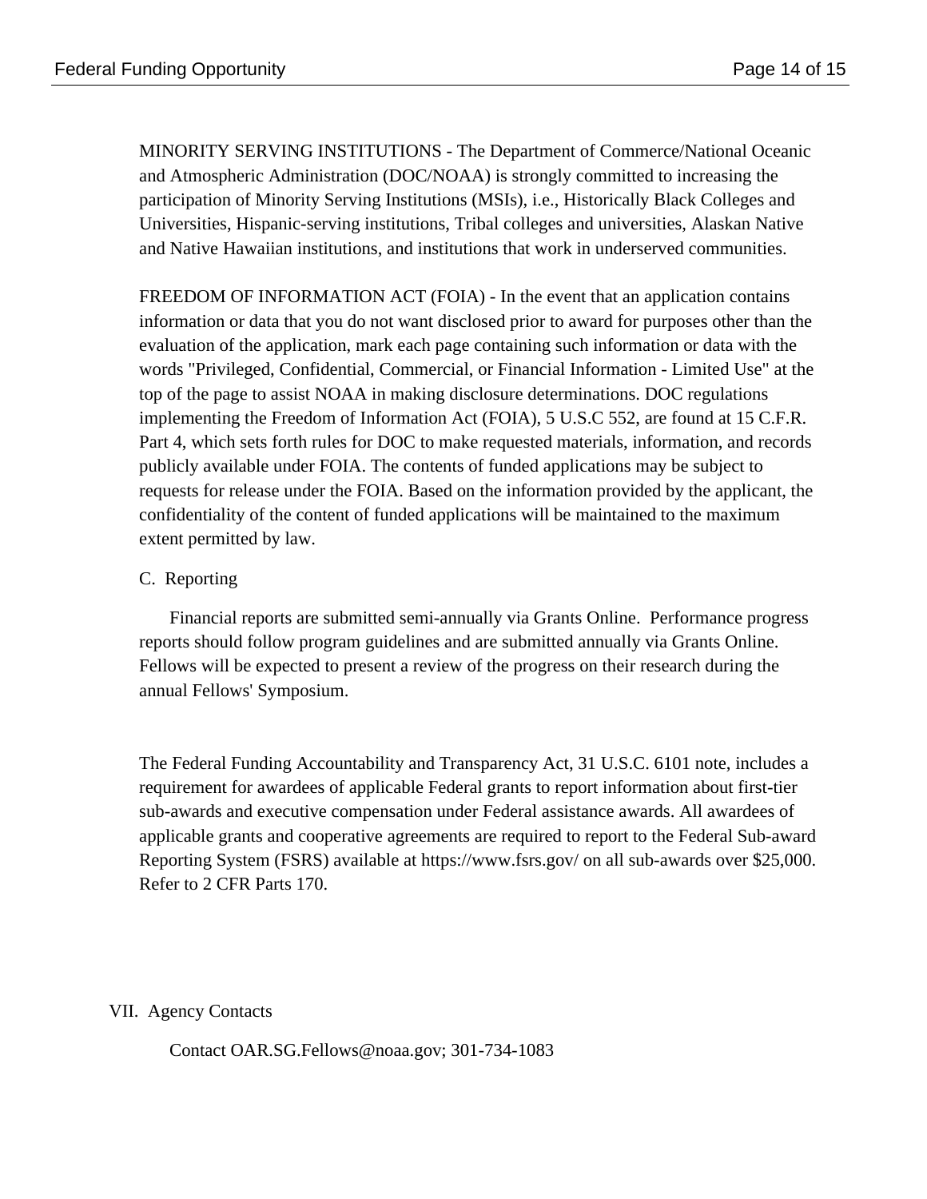MINORITY SERVING INSTITUTIONS - The Department of Commerce/National Oceanic and Atmospheric Administration (DOC/NOAA) is strongly committed to increasing the participation of Minority Serving Institutions (MSIs), i.e., Historically Black Colleges and Universities, Hispanic-serving institutions, Tribal colleges and universities, Alaskan Native and Native Hawaiian institutions, and institutions that work in underserved communities.

FREEDOM OF INFORMATION ACT (FOIA) - In the event that an application contains information or data that you do not want disclosed prior to award for purposes other than the evaluation of the application, mark each page containing such information or data with the words "Privileged, Confidential, Commercial, or Financial Information - Limited Use" at the top of the page to assist NOAA in making disclosure determinations. DOC regulations implementing the Freedom of Information Act (FOIA), 5 U.S.C 552, are found at 15 C.F.R. Part 4, which sets forth rules for DOC to make requested materials, information, and records publicly available under FOIA. The contents of funded applications may be subject to requests for release under the FOIA. Based on the information provided by the applicant, the confidentiality of the content of funded applications will be maintained to the maximum extent permitted by law.

### C. Reporting

Financial reports are submitted semi-annually via Grants Online. Performance progress reports should follow program guidelines and are submitted annually via Grants Online. Fellows will be expected to present a review of the progress on their research during the annual Fellows' Symposium.

The Federal Funding Accountability and Transparency Act, 31 U.S.C. 6101 note, includes a requirement for awardees of applicable Federal grants to report information about first-tier sub-awards and executive compensation under Federal assistance awards. All awardees of applicable grants and cooperative agreements are required to report to the Federal Sub-award Reporting System (FSRS) available at https://www.fsrs.gov/ on all sub-awards over $25,000. Refer to 2 CFR Parts 170.

## VII. Agency Contacts

Contact OAR.SG.Fellows@noaa.gov; 301-734-1083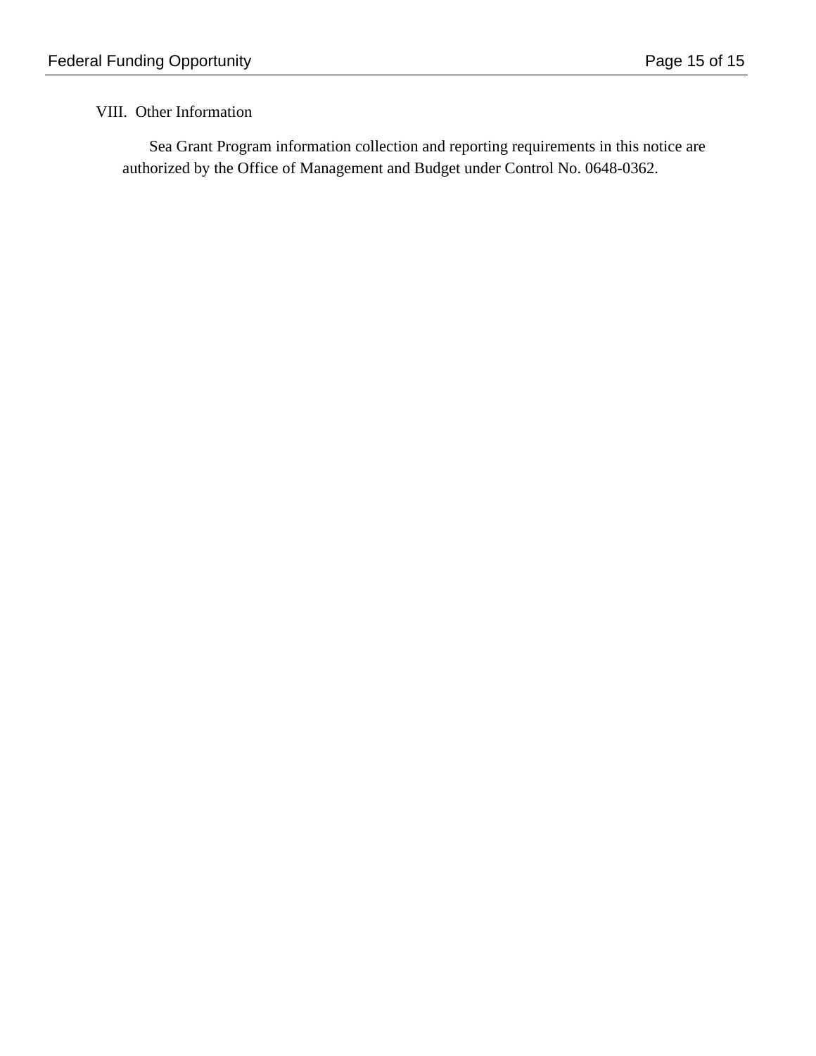## VIII. Other Information

Sea Grant Program information collection and reporting requirements in this notice are authorized by the Office of Management and Budget under Control No. 0648-0362.